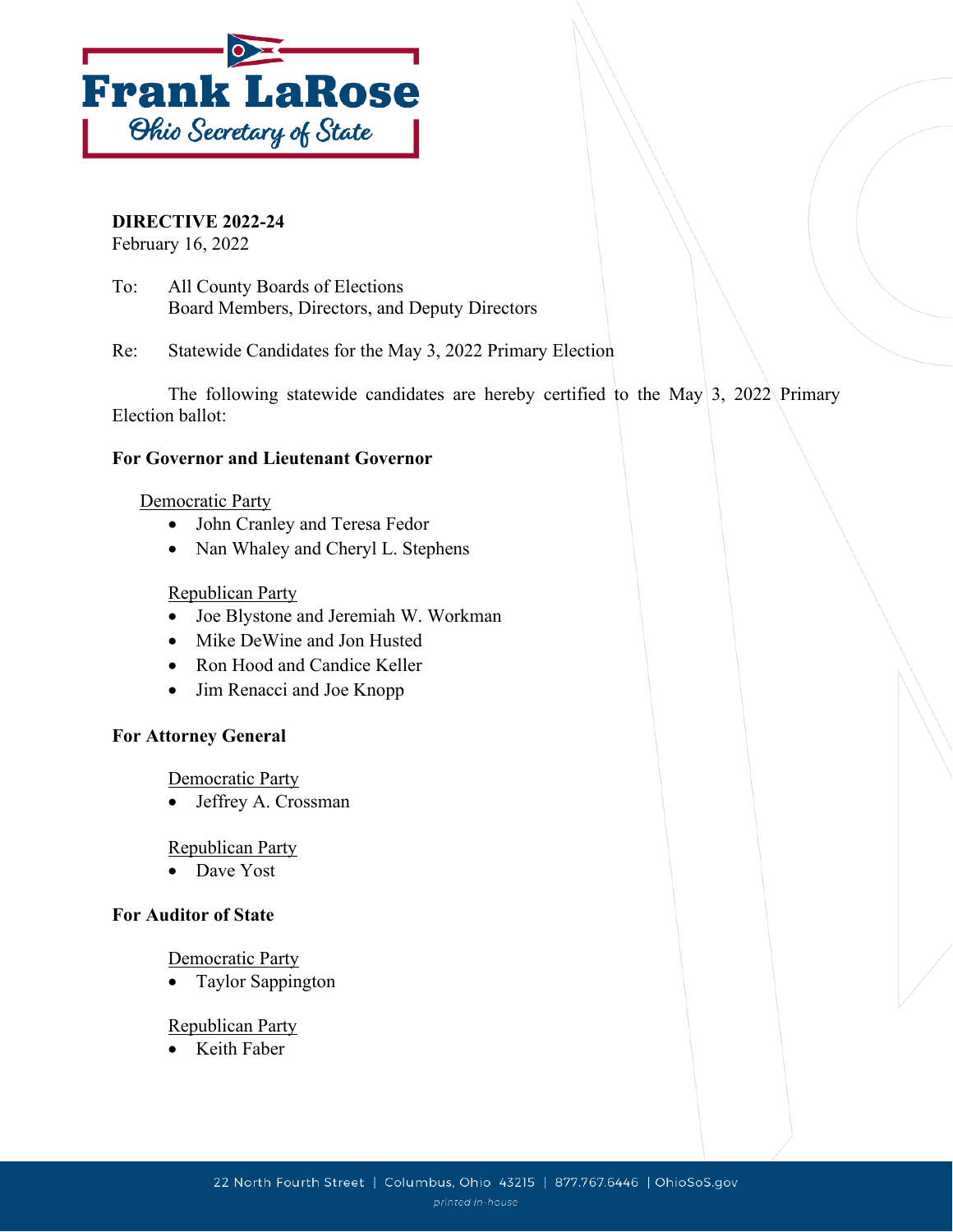**Frank LaRose**
*Ohio Secretary of State*

**DIRECTIVE 2022-24**
February 16, 2022

To: All County Boards of Elections
Board Members, Directors, and Deputy Directors

Re: Statewide Candidates for the May 3, 2022 Primary Election

The following statewide candidates are hereby certified to the May 3, 2022 Primary Election ballot:

**For Governor and Lieutenant Governor**

Democratic Party

- John Cranley and Teresa Fedor
- Nan Whaley and Cheryl L. Stephens

Republican Party

- Joe Blystone and Jeremiah W. Workman
- Mike DeWine and Jon Husted
- Ron Hood and Candice Keller
- Jim Renacci and Joe Knopp

**For Attorney General**

Democratic Party

- Jeffrey A. Crossman

Republican Party

- Dave Yost

**For Auditor of State**

Democratic Party

- Taylor Sappington

Republican Party

- Keith Faber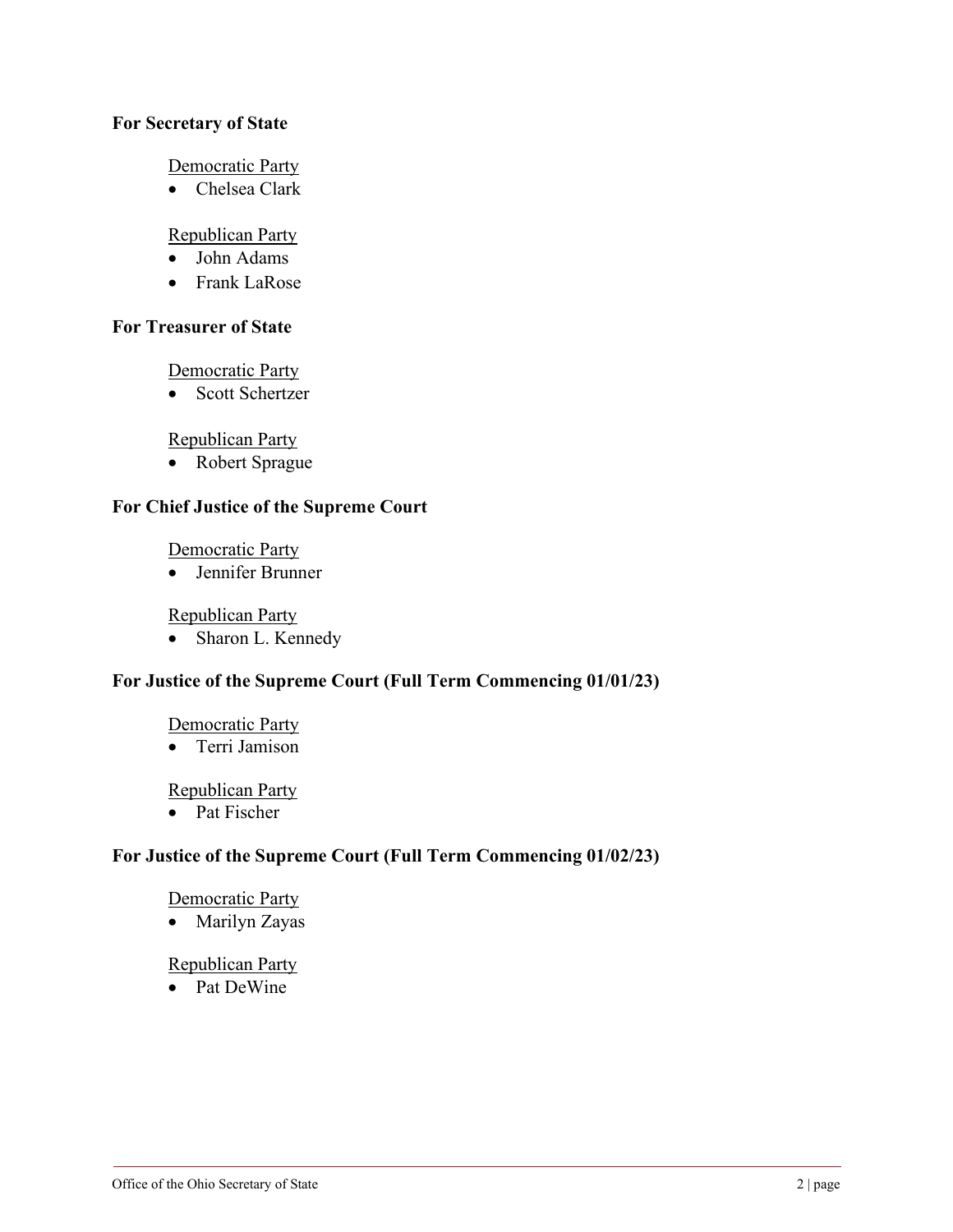**For Secretary of State**

Democratic Party

- Chelsea Clark

Republican Party

- John Adams
- Frank LaRose

**For Treasurer of State**

Democratic Party

- Scott Schertzer

Republican Party

- Robert Sprague

**For Chief Justice of the Supreme Court**

Democratic Party

- Jennifer Brunner

Republican Party

- Sharon L. Kennedy

**For Justice of the Supreme Court (Full Term Commencing 01/01/23)**

Democratic Party

- Terri Jamison

Republican Party

- Pat Fischer

**For Justice of the Supreme Court (Full Term Commencing 01/02/23)**

Democratic Party

- Marilyn Zayas

Republican Party

- Pat DeWine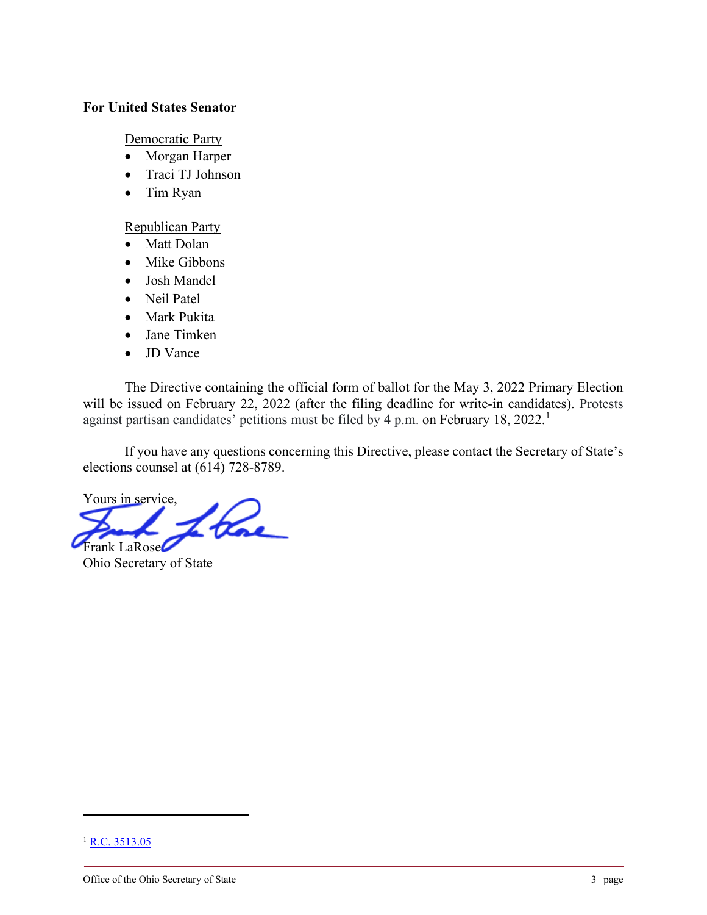**For United States Senator**

<u>Democratic Party</u>

- Morgan Harper
- Traci TJ Johnson
- Tim Ryan

<u>Republican Party</u>

- Matt Dolan
- Mike Gibbons
- Josh Mandel
- Neil Patel
- Mark Pukita
- Jane Timken
- JD Vance

The Directive containing the official form of ballot for the May 3, 2022 Primary Election will be issued on February 22, 2022 (after the filing deadline for write-in candidates). Protests against partisan candidates' petitions must be filed by 4 p.m. on February 18, 2022.[1]

If you have any questions concerning this Directive, please contact the Secretary of State's elections counsel at (614) 728-8789.

Yours in service,

Frank LaRose
Ohio Secretary of State

---

[1] R.C. 3513.05